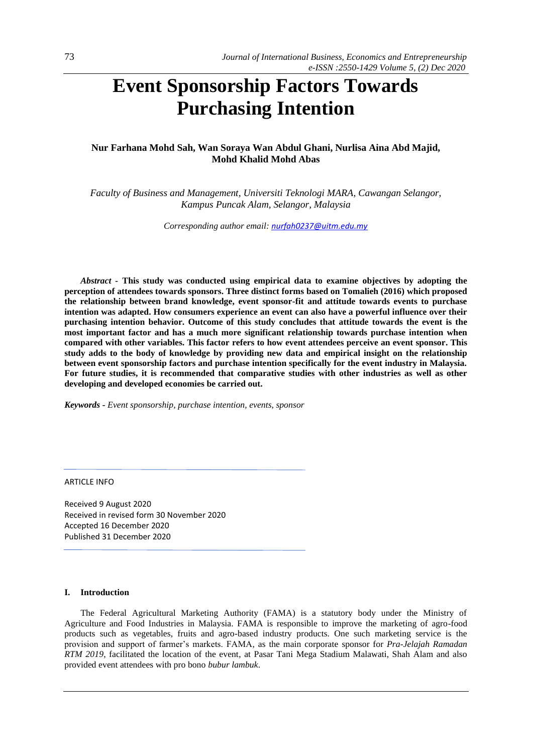# Event Sponsorship Factors Towards Purchasing Intention

**Nur Farhana Mohd Sah, Wan Soraya Wan Abdul Ghani, Nurlisa Aina Abd Majid, Mohd Khalid Mohd Abas**

*Faculty of Business and Management, Universiti Teknologi MARA, Cawangan Selangor, Kampus Puncak Alam, Selangor, Malaysia*

*Corresponding author email: nurfah0237@uitm.edu.my*

***Abstract* - This study was conducted using empirical data to examine objectives by adopting the perception of attendees towards sponsors. Three distinct forms based on Tomalieh (2016) which proposed the relationship between brand knowledge, event sponsor-fit and attitude towards events to purchase intention was adapted. How consumers experience an event can also have a powerful influence over their purchasing intention behavior. Outcome of this study concludes that attitude towards the event is the most important factor and has a much more significant relationship towards purchase intention when compared with other variables. This factor refers to how event attendees perceive an event sponsor. This study adds to the body of knowledge by providing new data and empirical insight on the relationship between event sponsorship factors and purchase intention specifically for the event industry in Malaysia. For future studies, it is recommended that comparative studies with other industries as well as other developing and developed economies be carried out.**

***Keywords** - Event sponsorship, purchase intention, events, sponsor*

ARTICLE INFO

Received 9 August 2020
Received in revised form 30 November 2020
Accepted 16 December 2020
Published 31 December 2020

## I. Introduction

The Federal Agricultural Marketing Authority (FAMA) is a statutory body under the Ministry of Agriculture and Food Industries in Malaysia. FAMA is responsible to improve the marketing of agro-food products such as vegetables, fruits and agro-based industry products. One such marketing service is the provision and support of farmer's markets. FAMA, as the main corporate sponsor for *Pra-Jelajah Ramadan RTM 2019*, facilitated the location of the event, at Pasar Tani Mega Stadium Malawati, Shah Alam and also provided event attendees with pro bono *bubur lambuk*.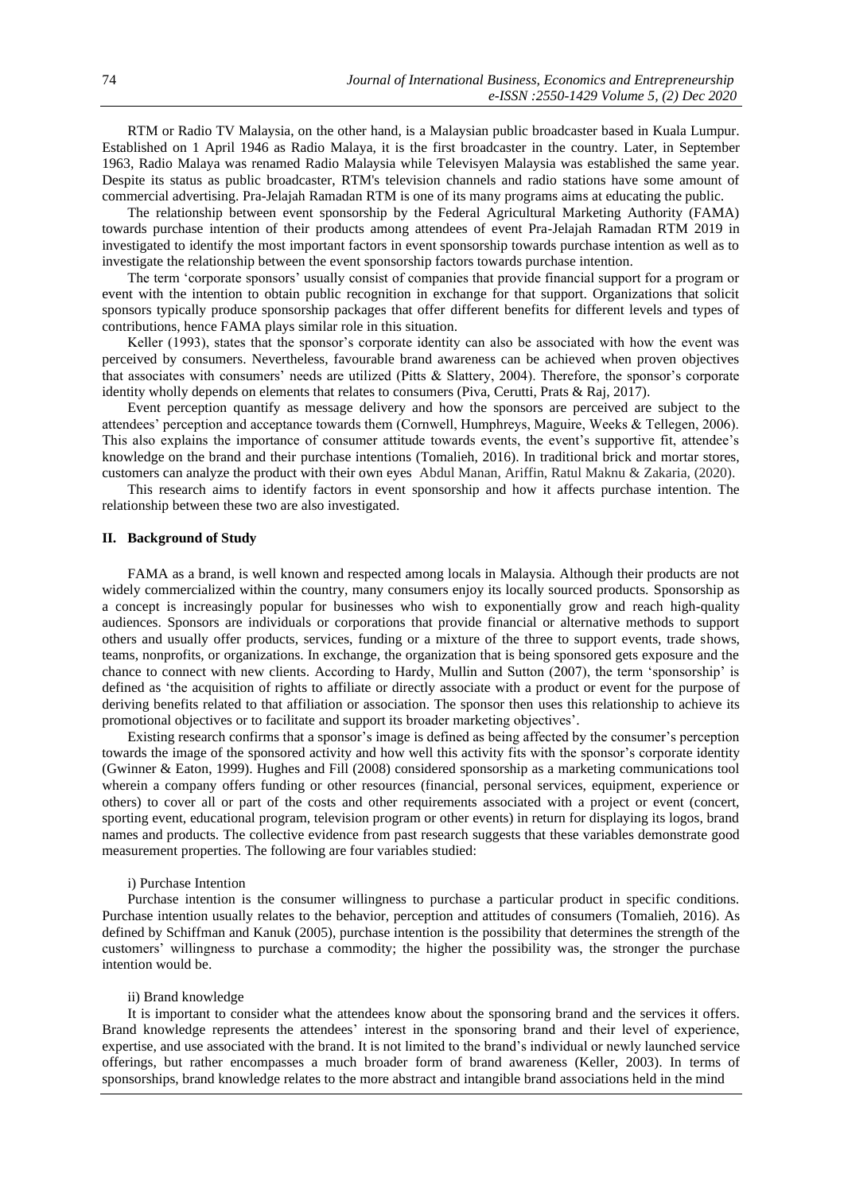RTM or Radio TV Malaysia, on the other hand, is a Malaysian public broadcaster based in Kuala Lumpur. Established on 1 April 1946 as Radio Malaya, it is the first broadcaster in the country. Later, in September 1963, Radio Malaya was renamed Radio Malaysia while Televisyen Malaysia was established the same year. Despite its status as public broadcaster, RTM's television channels and radio stations have some amount of commercial advertising. Pra-Jelajah Ramadan RTM is one of its many programs aims at educating the public.

The relationship between event sponsorship by the Federal Agricultural Marketing Authority (FAMA) towards purchase intention of their products among attendees of event Pra-Jelajah Ramadan RTM 2019 in investigated to identify the most important factors in event sponsorship towards purchase intention as well as to investigate the relationship between the event sponsorship factors towards purchase intention.

The term 'corporate sponsors' usually consist of companies that provide financial support for a program or event with the intention to obtain public recognition in exchange for that support. Organizations that solicit sponsors typically produce sponsorship packages that offer different benefits for different levels and types of contributions, hence FAMA plays similar role in this situation.

Keller (1993), states that the sponsor's corporate identity can also be associated with how the event was perceived by consumers. Nevertheless, favourable brand awareness can be achieved when proven objectives that associates with consumers' needs are utilized (Pitts & Slattery, 2004). Therefore, the sponsor's corporate identity wholly depends on elements that relates to consumers (Piva, Cerutti, Prats & Raj, 2017).

Event perception quantify as message delivery and how the sponsors are perceived are subject to the attendees' perception and acceptance towards them (Cornwell, Humphreys, Maguire, Weeks & Tellegen, 2006). This also explains the importance of consumer attitude towards events, the event's supportive fit, attendee's knowledge on the brand and their purchase intentions (Tomalieh, 2016). In traditional brick and mortar stores, customers can analyze the product with their own eyes Abdul Manan, Ariffin, Ratul Maknu & Zakaria, (2020).

This research aims to identify factors in event sponsorship and how it affects purchase intention. The relationship between these two are also investigated.

## II. Background of Study

FAMA as a brand, is well known and respected among locals in Malaysia. Although their products are not widely commercialized within the country, many consumers enjoy its locally sourced products. Sponsorship as a concept is increasingly popular for businesses who wish to exponentially grow and reach high-quality audiences. Sponsors are individuals or corporations that provide financial or alternative methods to support others and usually offer products, services, funding or a mixture of the three to support events, trade shows, teams, nonprofits, or organizations. In exchange, the organization that is being sponsored gets exposure and the chance to connect with new clients. According to Hardy, Mullin and Sutton (2007), the term 'sponsorship' is defined as 'the acquisition of rights to affiliate or directly associate with a product or event for the purpose of deriving benefits related to that affiliation or association. The sponsor then uses this relationship to achieve its promotional objectives or to facilitate and support its broader marketing objectives'.

Existing research confirms that a sponsor's image is defined as being affected by the consumer's perception towards the image of the sponsored activity and how well this activity fits with the sponsor's corporate identity (Gwinner & Eaton, 1999). Hughes and Fill (2008) considered sponsorship as a marketing communications tool wherein a company offers funding or other resources (financial, personal services, equipment, experience or others) to cover all or part of the costs and other requirements associated with a project or event (concert, sporting event, educational program, television program or other events) in return for displaying its logos, brand names and products. The collective evidence from past research suggests that these variables demonstrate good measurement properties. The following are four variables studied:

i) Purchase Intention

Purchase intention is the consumer willingness to purchase a particular product in specific conditions. Purchase intention usually relates to the behavior, perception and attitudes of consumers (Tomalieh, 2016). As defined by Schiffman and Kanuk (2005), purchase intention is the possibility that determines the strength of the customers' willingness to purchase a commodity; the higher the possibility was, the stronger the purchase intention would be.

ii) Brand knowledge

It is important to consider what the attendees know about the sponsoring brand and the services it offers. Brand knowledge represents the attendees' interest in the sponsoring brand and their level of experience, expertise, and use associated with the brand. It is not limited to the brand's individual or newly launched service offerings, but rather encompasses a much broader form of brand awareness (Keller, 2003). In terms of sponsorships, brand knowledge relates to the more abstract and intangible brand associations held in the mind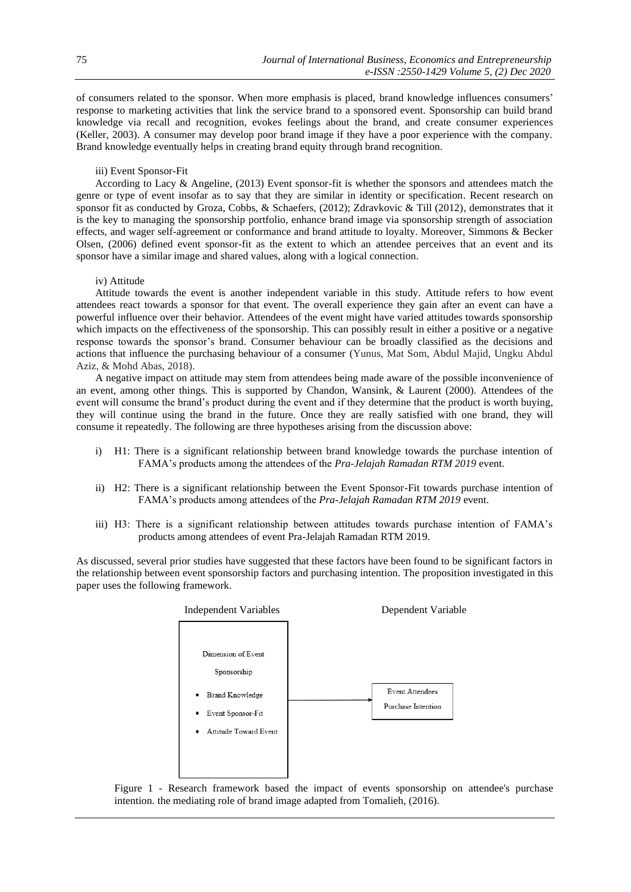of consumers related to the sponsor. When more emphasis is placed, brand knowledge influences consumers' response to marketing activities that link the service brand to a sponsored event. Sponsorship can build brand knowledge via recall and recognition, evokes feelings about the brand, and create consumer experiences (Keller, 2003). A consumer may develop poor brand image if they have a poor experience with the company. Brand knowledge eventually helps in creating brand equity through brand recognition.

iii) Event Sponsor-Fit

According to Lacy & Angeline, (2013) Event sponsor-fit is whether the sponsors and attendees match the genre or type of event insofar as to say that they are similar in identity or specification. Recent research on sponsor fit as conducted by Groza, Cobbs, & Schaefers, (2012); Zdravkovic & Till (2012), demonstrates that it is the key to managing the sponsorship portfolio, enhance brand image via sponsorship strength of association effects, and wager self-agreement or conformance and brand attitude to loyalty. Moreover, Simmons & Becker Olsen, (2006) defined event sponsor-fit as the extent to which an attendee perceives that an event and its sponsor have a similar image and shared values, along with a logical connection.

iv) Attitude

Attitude towards the event is another independent variable in this study. Attitude refers to how event attendees react towards a sponsor for that event. The overall experience they gain after an event can have a powerful influence over their behavior. Attendees of the event might have varied attitudes towards sponsorship which impacts on the effectiveness of the sponsorship. This can possibly result in either a positive or a negative response towards the sponsor's brand. Consumer behaviour can be broadly classified as the decisions and actions that influence the purchasing behaviour of a consumer (Yunus, Mat Som, Abdul Majid, Ungku Abdul Aziz, & Mohd Abas, 2018).

A negative impact on attitude may stem from attendees being made aware of the possible inconvenience of an event, among other things. This is supported by Chandon, Wansink, & Laurent (2000). Attendees of the event will consume the brand's product during the event and if they determine that the product is worth buying, they will continue using the brand in the future. Once they are really satisfied with one brand, they will consume it repeatedly. The following are three hypotheses arising from the discussion above:

i) H1: There is a significant relationship between brand knowledge towards the purchase intention of FAMA's products among the attendees of the *Pra-Jelajah Ramadan RTM 2019* event.

ii) H2: There is a significant relationship between the Event Sponsor-Fit towards purchase intention of FAMA's products among attendees of the *Pra-Jelajah Ramadan RTM 2019* event.

iii) H3: There is a significant relationship between attitudes towards purchase intention of FAMA's products among attendees of event Pra-Jelajah Ramadan RTM 2019.

As discussed, several prior studies have suggested that these factors have been found to be significant factors in the relationship between event sponsorship factors and purchasing intention. The proposition investigated in this paper uses the following framework.

Independent Variables

Dimension of Event Sponsorship

- Brand Knowledge
- Event Sponsor-Fit
- Attitude Toward Event

Dependent Variable

Event Attendees Purchase Intention

Figure 1 - Research framework based the impact of events sponsorship on attendee's purchase intention. the mediating role of brand image adapted from Tomalieh, (2016).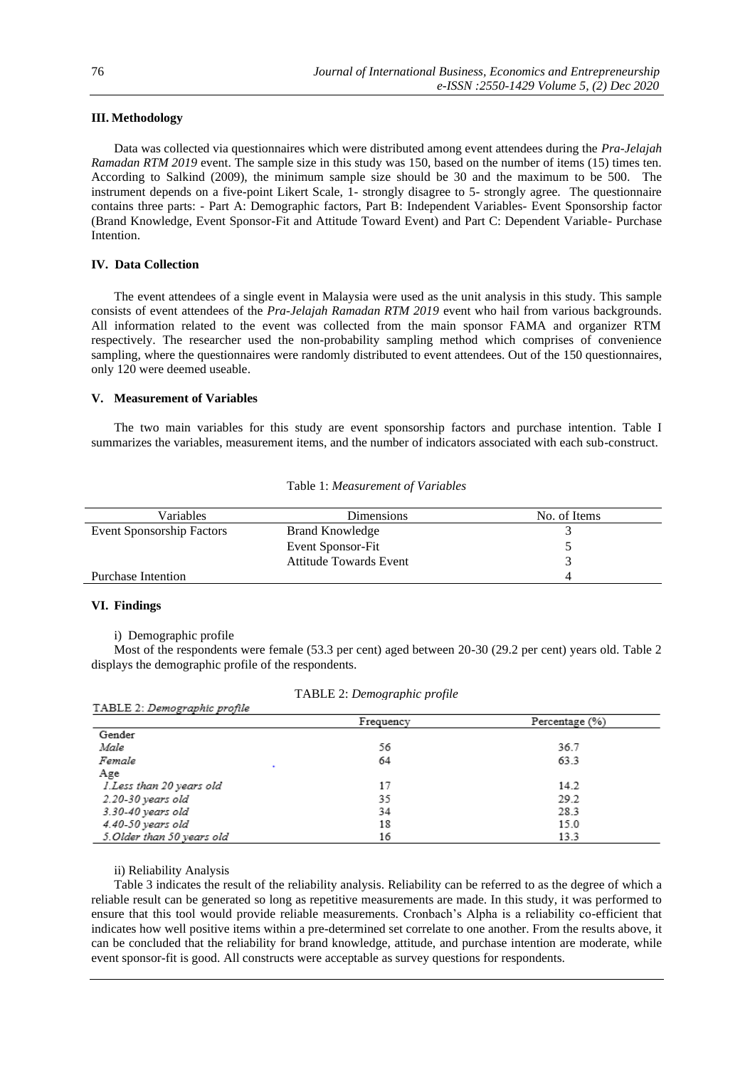### III. Methodology

Data was collected via questionnaires which were distributed among event attendees during the *Pra-Jelajah Ramadan RTM 2019* event. The sample size in this study was 150, based on the number of items (15) times ten. According to Salkind (2009), the minimum sample size should be 30 and the maximum to be 500. The instrument depends on a five-point Likert Scale, 1- strongly disagree to 5- strongly agree. The questionnaire contains three parts: - Part A: Demographic factors, Part B: Independent Variables- Event Sponsorship factor (Brand Knowledge, Event Sponsor-Fit and Attitude Toward Event) and Part C: Dependent Variable- Purchase Intention.

### IV. Data Collection

The event attendees of a single event in Malaysia were used as the unit analysis in this study. This sample consists of event attendees of the *Pra-Jelajah Ramadan RTM 2019* event who hail from various backgrounds. All information related to the event was collected from the main sponsor FAMA and organizer RTM respectively. The researcher used the non-probability sampling method which comprises of convenience sampling, where the questionnaires were randomly distributed to event attendees. Out of the 150 questionnaires, only 120 were deemed useable.

### V. Measurement of Variables

The two main variables for this study are event sponsorship factors and purchase intention. Table I summarizes the variables, measurement items, and the number of indicators associated with each sub-construct.

Table 1: *Measurement of Variables*

| Variables | Dimensions | No. of Items |
|---|---|---|
| Event Sponsorship Factors | Brand Knowledge | 3 |
| | Event Sponsor-Fit | 5 |
| | Attitude Towards Event | 3 |
| Purchase Intention | | 4 |

### VI. Findings

i) Demographic profile

Most of the respondents were female (53.3 per cent) aged between 20-30 (29.2 per cent) years old. Table 2 displays the demographic profile of the respondents.

TABLE 2: *Demographic profile*

| | Frequency | Percentage (%) |
|---|---|---|
| Gender | | |
| *Male* | 56 | 36.7 |
| *Female* | 64 | 63.3 |
| Age | | |
| *1.Less than 20 years old* | 17 | 14.2 |
| *2.20-30 years old* | 35 | 29.2 |
| *3.30-40 years old* | 34 | 28.3 |
| *4.40-50 years old* | 18 | 15.0 |
| *5.Older than 50 years old* | 16 | 13.3 |

ii) Reliability Analysis

Table 3 indicates the result of the reliability analysis. Reliability can be referred to as the degree of which a reliable result can be generated so long as repetitive measurements are made. In this study, it was performed to ensure that this tool would provide reliable measurements. Cronbach's Alpha is a reliability co-efficient that indicates how well positive items within a pre-determined set correlate to one another. From the results above, it can be concluded that the reliability for brand knowledge, attitude, and purchase intention are moderate, while event sponsor-fit is good. All constructs were acceptable as survey questions for respondents.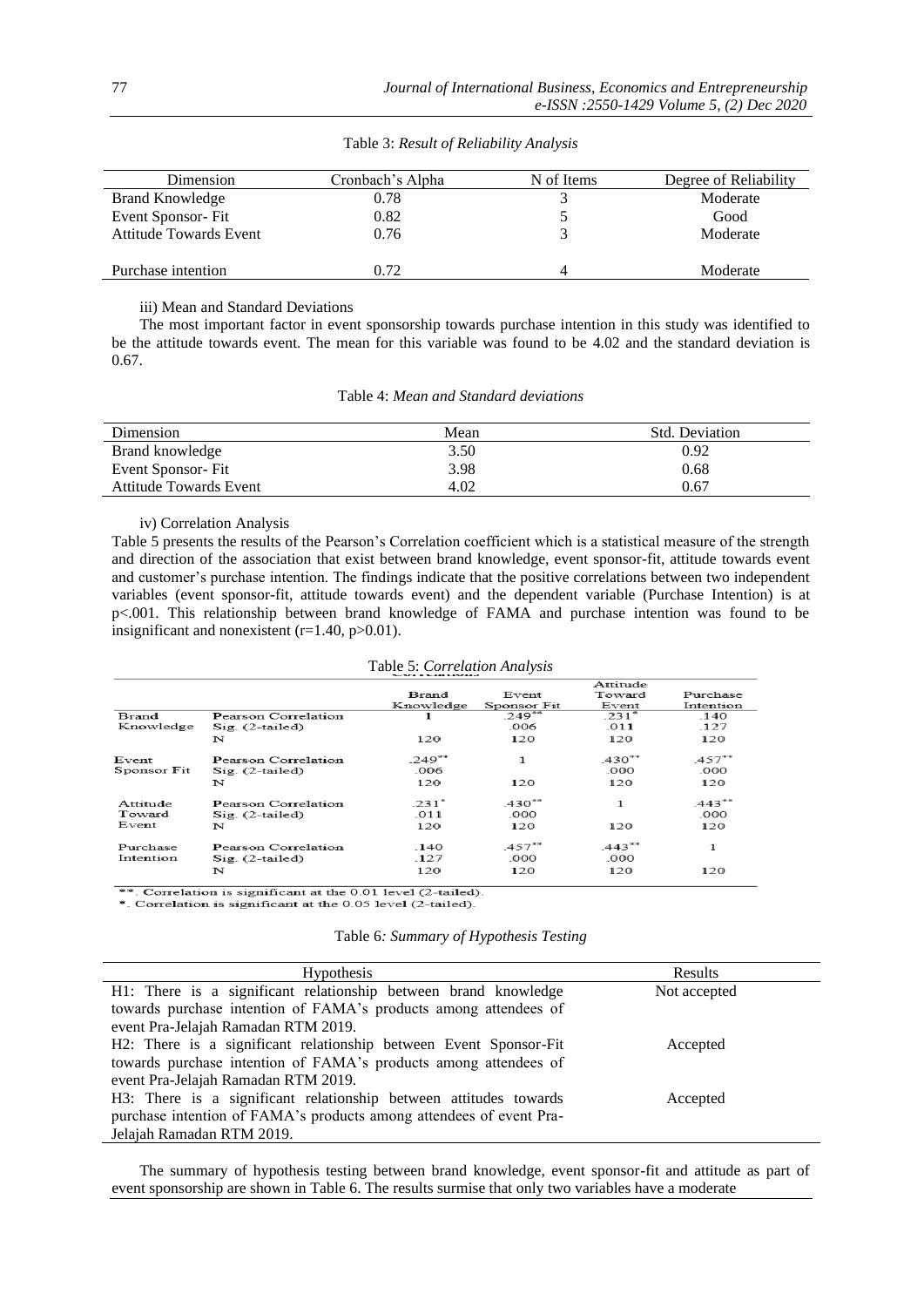Table 3: *Result of Reliability Analysis*

| Dimension | Cronbach's Alpha | N of Items | Degree of Reliability |
| --- | --- | --- | --- |
| Brand Knowledge | 0.78 | 3 | Moderate |
| Event Sponsor- Fit | 0.82 | 5 | Good |
| Attitude Towards Event | 0.76 | 3 | Moderate |
| Purchase intention | 0.72 | 4 | Moderate |

iii) Mean and Standard Deviations

The most important factor in event sponsorship towards purchase intention in this study was identified to be the attitude towards event. The mean for this variable was found to be 4.02 and the standard deviation is 0.67.

Table 4: *Mean and Standard deviations*

| Dimension | Mean | Std. Deviation |
| --- | --- | --- |
| Brand knowledge | 3.50 | 0.92 |
| Event Sponsor- Fit | 3.98 | 0.68 |
| Attitude Towards Event | 4.02 | 0.67 |

iv) Correlation Analysis

Table 5 presents the results of the Pearson's Correlation coefficient which is a statistical measure of the strength and direction of the association that exist between brand knowledge, event sponsor-fit, attitude towards event and customer's purchase intention. The findings indicate that the positive correlations between two independent variables (event sponsor-fit, attitude towards event) and the dependent variable (Purchase Intention) is at $p<.001$. This relationship between brand knowledge of FAMA and purchase intention was found to be insignificant and nonexistent ($r=1.40$, $p>0.01$).

Table 5: *Correlation Analysis*

| | | Brand Knowledge | Event Sponsor Fit | Attitude Toward Event | Purchase Intention |
| --- | --- | --- | --- | --- | --- |
| Brand Knowledge | Pearson Correlation | 1 | .249** | .231* | .140 |
| | Sig. (2-tailed) | | .006 | .011 | .127 |
| | N | 120 | 120 | 120 | 120 |
| Event Sponsor Fit | Pearson Correlation | .249** | 1 | .430** | .457** |
| | Sig. (2-tailed) | .006 | | .000 | .000 |
| | N | 120 | 120 | 120 | 120 |
| Attitude Toward Event | Pearson Correlation | .231* | .430** | 1 | .443** |
| | Sig. (2-tailed) | .011 | .000 | | .000 |
| | N | 120 | 120 | 120 | 120 |
| Purchase Intention | Pearson Correlation | .140 | .457** | .443** | 1 |
| | Sig. (2-tailed) | .127 | .000 | .000 | |
| | N | 120 | 120 | 120 | 120 |

**. Correlation is significant at the 0.01 level (2-tailed).
*. Correlation is significant at the 0.05 level (2-tailed).

Table 6*: Summary of Hypothesis Testing*

| Hypothesis | Results |
| --- | --- |
| H1: There is a significant relationship between brand knowledge towards purchase intention of FAMA's products among attendees of event Pra-Jelajah Ramadan RTM 2019. | Not accepted |
| H2: There is a significant relationship between Event Sponsor-Fit towards purchase intention of FAMA's products among attendees of event Pra-Jelajah Ramadan RTM 2019. | Accepted |
| H3: There is a significant relationship between attitudes towards purchase intention of FAMA's products among attendees of event Pra-Jelajah Ramadan RTM 2019. | Accepted |

The summary of hypothesis testing between brand knowledge, event sponsor-fit and attitude as part of event sponsorship are shown in Table 6. The results surmise that only two variables have a moderate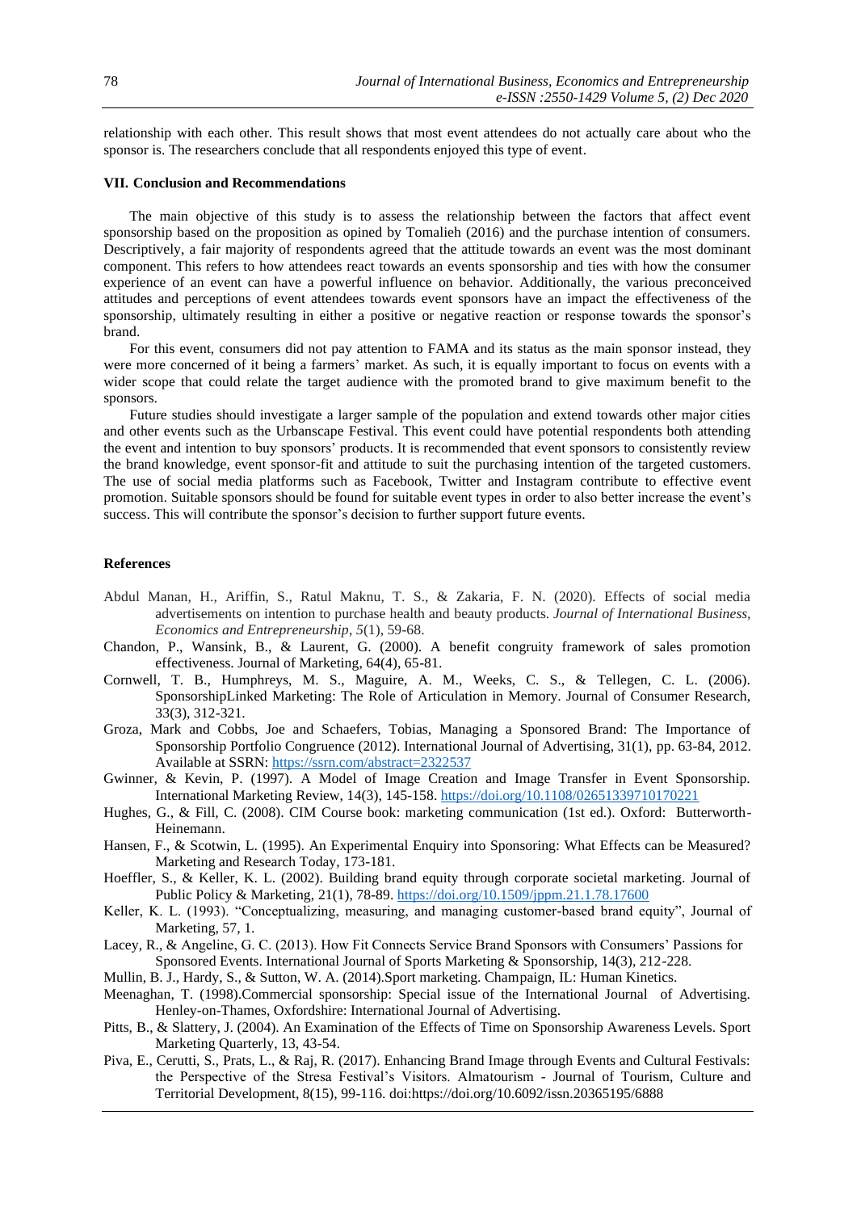relationship with each other. This result shows that most event attendees do not actually care about who the sponsor is. The researchers conclude that all respondents enjoyed this type of event.

## VII. Conclusion and Recommendations

The main objective of this study is to assess the relationship between the factors that affect event sponsorship based on the proposition as opined by Tomalieh (2016) and the purchase intention of consumers. Descriptively, a fair majority of respondents agreed that the attitude towards an event was the most dominant component. This refers to how attendees react towards an events sponsorship and ties with how the consumer experience of an event can have a powerful influence on behavior. Additionally, the various preconceived attitudes and perceptions of event attendees towards event sponsors have an impact the effectiveness of the sponsorship, ultimately resulting in either a positive or negative reaction or response towards the sponsor's brand.

For this event, consumers did not pay attention to FAMA and its status as the main sponsor instead, they were more concerned of it being a farmers' market. As such, it is equally important to focus on events with a wider scope that could relate the target audience with the promoted brand to give maximum benefit to the sponsors.

Future studies should investigate a larger sample of the population and extend towards other major cities and other events such as the Urbanscape Festival. This event could have potential respondents both attending the event and intention to buy sponsors' products. It is recommended that event sponsors to consistently review the brand knowledge, event sponsor-fit and attitude to suit the purchasing intention of the targeted customers. The use of social media platforms such as Facebook, Twitter and Instagram contribute to effective event promotion. Suitable sponsors should be found for suitable event types in order to also better increase the event's success. This will contribute the sponsor's decision to further support future events.

## References

Abdul Manan, H., Ariffin, S., Ratul Maknu, T. S., & Zakaria, F. N. (2020). Effects of social media advertisements on intention to purchase health and beauty products. *Journal of International Business, Economics and Entrepreneurship*, *5*(1), 59-68.

Chandon, P., Wansink, B., & Laurent, G. (2000). A benefit congruity framework of sales promotion effectiveness. Journal of Marketing, 64(4), 65-81.

Cornwell, T. B., Humphreys, M. S., Maguire, A. M., Weeks, C. S., & Tellegen, C. L. (2006). SponsorshipLinked Marketing: The Role of Articulation in Memory. Journal of Consumer Research, 33(3), 312-321.

Groza, Mark and Cobbs, Joe and Schaefers, Tobias, Managing a Sponsored Brand: The Importance of Sponsorship Portfolio Congruence (2012). International Journal of Advertising, 31(1), pp. 63-84, 2012. Available at SSRN: https://ssrn.com/abstract=2322537

Gwinner, & Kevin, P. (1997). A Model of Image Creation and Image Transfer in Event Sponsorship. International Marketing Review, 14(3), 145-158. https://doi.org/10.1108/02651339710170221

Hughes, G., & Fill, C. (2008). CIM Course book: marketing communication (1st ed.). Oxford: Butterworth-Heinemann.

Hansen, F., & Scotwin, L. (1995). An Experimental Enquiry into Sponsoring: What Effects can be Measured? Marketing and Research Today, 173-181.

Hoeffler, S., & Keller, K. L. (2002). Building brand equity through corporate societal marketing. Journal of Public Policy & Marketing, 21(1), 78-89. https://doi.org/10.1509/jppm.21.1.78.17600

Keller, K. L. (1993). "Conceptualizing, measuring, and managing customer-based brand equity", Journal of Marketing, 57, 1.

Lacey, R., & Angeline, G. C. (2013). How Fit Connects Service Brand Sponsors with Consumers' Passions for Sponsored Events. International Journal of Sports Marketing & Sponsorship, 14(3), 212-228.

Mullin, B. J., Hardy, S., & Sutton, W. A. (2014).Sport marketing. Champaign, IL: Human Kinetics.

Meenaghan, T. (1998).Commercial sponsorship: Special issue of the International Journal of Advertising. Henley-on-Thames, Oxfordshire: International Journal of Advertising.

Pitts, B., & Slattery, J. (2004). An Examination of the Effects of Time on Sponsorship Awareness Levels. Sport Marketing Quarterly, 13, 43-54.

Piva, E., Cerutti, S., Prats, L., & Raj, R. (2017). Enhancing Brand Image through Events and Cultural Festivals: the Perspective of the Stresa Festival's Visitors. Almatourism - Journal of Tourism, Culture and Territorial Development, 8(15), 99-116. doi:https://doi.org/10.6092/issn.20365195/6888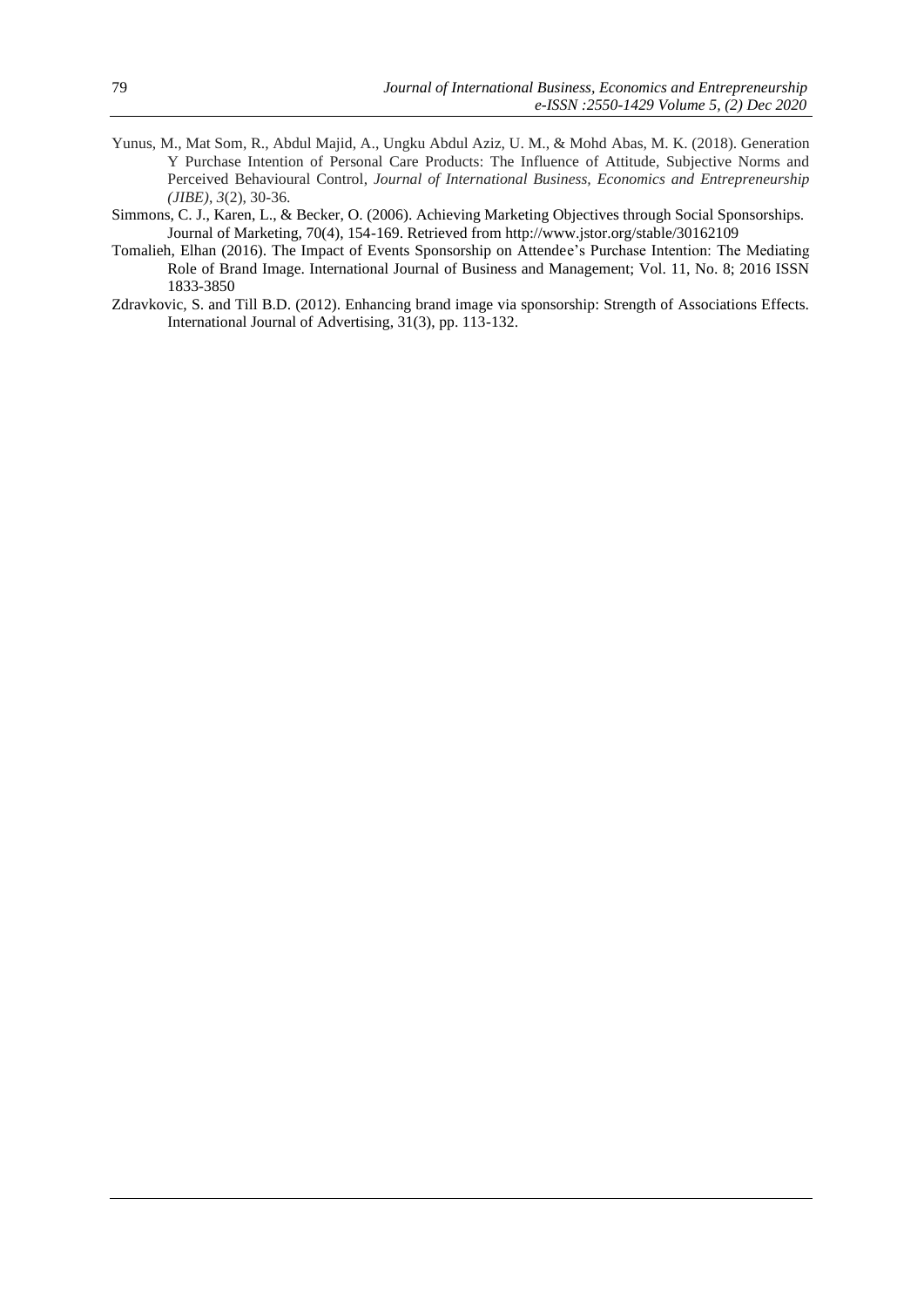Yunus, M., Mat Som, R., Abdul Majid, A., Ungku Abdul Aziz, U. M., & Mohd Abas, M. K. (2018). Generation Y Purchase Intention of Personal Care Products: The Influence of Attitude, Subjective Norms and Perceived Behavioural Control, *Journal of International Business, Economics and Entrepreneurship (JIBE)*, *3*(2), 30-36.

Simmons, C. J., Karen, L., & Becker, O. (2006). Achieving Marketing Objectives through Social Sponsorships. Journal of Marketing, 70(4), 154-169. Retrieved from http://www.jstor.org/stable/30162109

Tomalieh, Elhan (2016). The Impact of Events Sponsorship on Attendee's Purchase Intention: The Mediating Role of Brand Image. International Journal of Business and Management; Vol. 11, No. 8; 2016 ISSN 1833-3850

Zdravkovic, S. and Till B.D. (2012). Enhancing brand image via sponsorship: Strength of Associations Effects. International Journal of Advertising, 31(3), pp. 113-132.